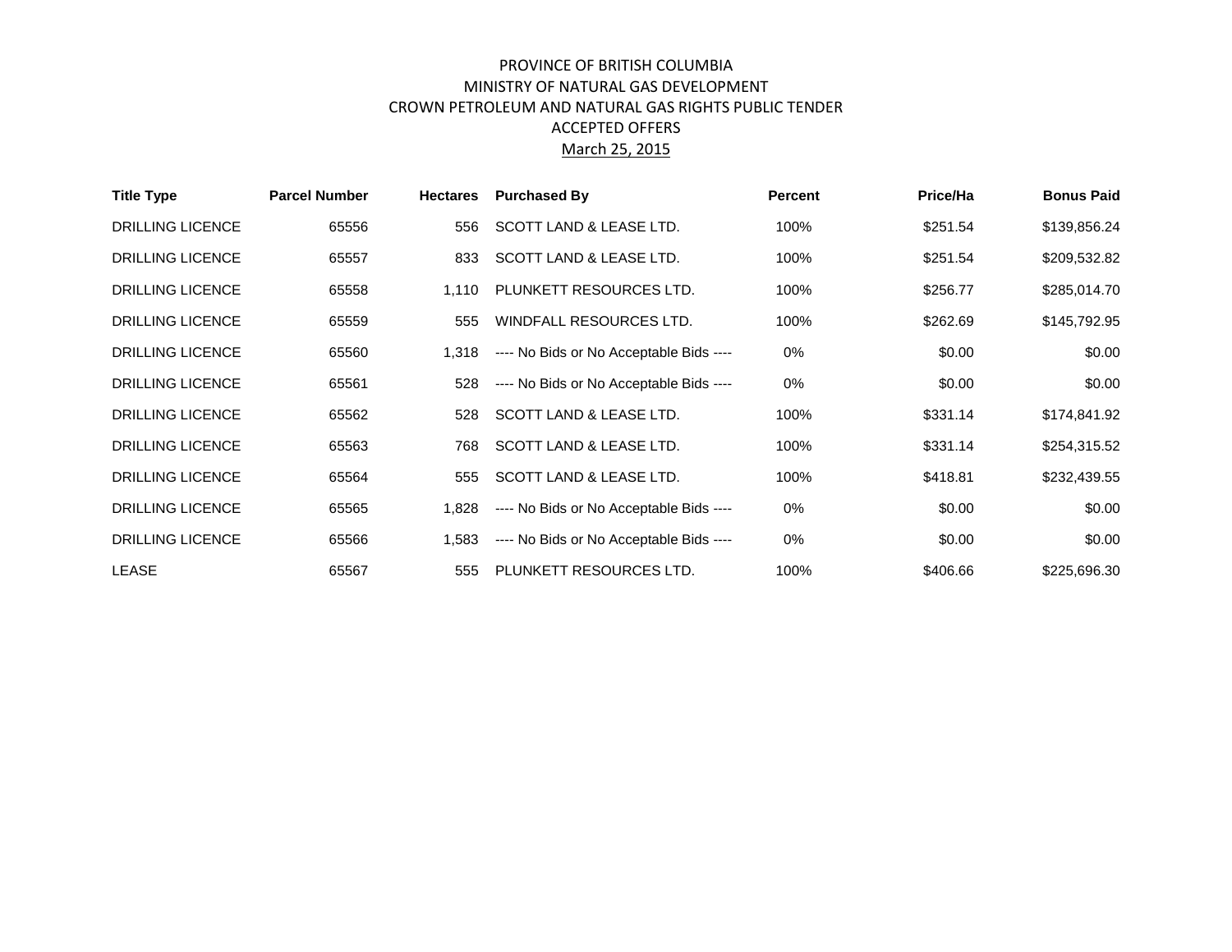# PROVINCE OF BRITISH COLUMBIA
## MINISTRY OF NATURAL GAS DEVELOPMENT
## CROWN PETROLEUM AND NATURAL GAS RIGHTS PUBLIC TENDER
## ACCEPTED OFFERS
## March 25, 2015

| Title Type | Parcel Number | Hectares | Purchased By | Percent | Price/Ha | Bonus Paid |
|---|---|---|---|---|---|---|
| DRILLING LICENCE | 65556 | 556 | SCOTT LAND & LEASE LTD. | 100% | $251.54 | $139,856.24 |
| DRILLING LICENCE | 65557 | 833 | SCOTT LAND & LEASE LTD. | 100% | $251.54 | $209,532.82 |
| DRILLING LICENCE | 65558 | 1,110 | PLUNKETT RESOURCES LTD. | 100% | $256.77 | $285,014.70 |
| DRILLING LICENCE | 65559 | 555 | WINDFALL RESOURCES LTD. | 100% | $262.69 | $145,792.95 |
| DRILLING LICENCE | 65560 | 1,318 | ---- No Bids or No Acceptable Bids ---- | 0% | $0.00 | $0.00 |
| DRILLING LICENCE | 65561 | 528 | ---- No Bids or No Acceptable Bids ---- | 0% | $0.00 | $0.00 |
| DRILLING LICENCE | 65562 | 528 | SCOTT LAND & LEASE LTD. | 100% | $331.14 | $174,841.92 |
| DRILLING LICENCE | 65563 | 768 | SCOTT LAND & LEASE LTD. | 100% | $331.14 | $254,315.52 |
| DRILLING LICENCE | 65564 | 555 | SCOTT LAND & LEASE LTD. | 100% | $418.81 | $232,439.55 |
| DRILLING LICENCE | 65565 | 1,828 | ---- No Bids or No Acceptable Bids ---- | 0% | $0.00 | $0.00 |
| DRILLING LICENCE | 65566 | 1,583 | ---- No Bids or No Acceptable Bids ---- | 0% | $0.00 | $0.00 |
| LEASE | 65567 | 555 | PLUNKETT RESOURCES LTD. | 100% | $406.66 | $225,696.30 |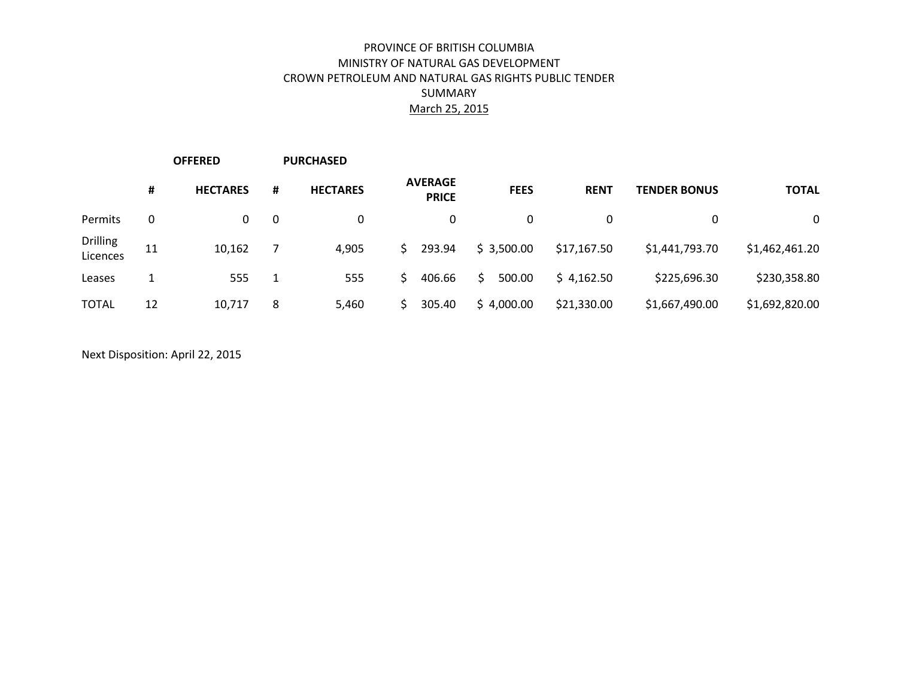PROVINCE OF BRITISH COLUMBIA
MINISTRY OF NATURAL GAS DEVELOPMENT
CROWN PETROLEUM AND NATURAL GAS RIGHTS PUBLIC TENDER
SUMMARY
March 25, 2015

| | **OFFERED** | | **PURCHASED** | | | | | | |
|---|---|---|---|---|---|---|---|---|---|
| | **#** | **HECTARES** | **#** | **HECTARES** | **AVERAGE PRICE** | **FEES** | **RENT** | **TENDER BONUS** | **TOTAL** |
| Permits | 0 | 0 | 0 | 0 | 0 | 0 | 0 | 0 | 0 |
| Drilling Licences | 11 | 10,162 | 7 | 4,905 | $ 293.94 | $ 3,500.00 | $17,167.50 | $1,441,793.70 | $1,462,461.20 |
| Leases | 1 | 555 | 1 | 555 | $ 406.66 | $ 500.00 | $ 4,162.50 | $225,696.30 | $230,358.80 |
| TOTAL | 12 | 10,717 | 8 | 5,460 | $ 305.40 | $ 4,000.00 | $21,330.00 | $1,667,490.00 | $1,692,820.00 |

Next Disposition: April 22, 2015